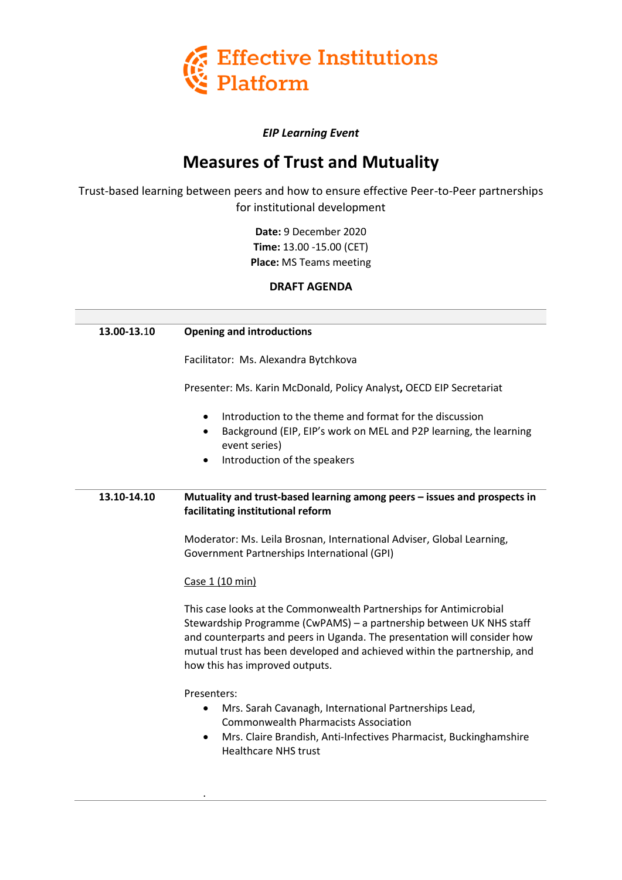**Effective Institutions Platform**

*EIP Learning Event*

# Measures of Trust and Mutuality

Trust-based learning between peers and how to ensure effective Peer-to-Peer partnerships for institutional development

**Date:** 9 December 2020
**Time:** 13.00 -15.00 (CET)
**Place:** MS Teams meeting

**DRAFT AGENDA**

| | |
|---|---|
| **13.00-13.10** | **Opening and introductions**<br><br>Facilitator: Ms. Alexandra Bytchkova<br><br>Presenter: Ms. Karin McDonald, Policy Analyst**,** OECD EIP Secretariat<br><br>• Introduction to the theme and format for the discussion<br>• Background (EIP, EIP's work on MEL and P2P learning, the learning event series)<br>• Introduction of the speakers |
| **13.10-14.10** | **Mutuality and trust-based learning among peers – issues and prospects in facilitating institutional reform**<br><br>Moderator: Ms. Leila Brosnan, International Adviser, Global Learning, Government Partnerships International (GPI)<br><br><u>Case 1 (10 min)</u><br><br>This case looks at the Commonwealth Partnerships for Antimicrobial Stewardship Programme (CwPAMS) – a partnership between UK NHS staff and counterparts and peers in Uganda. The presentation will consider how mutual trust has been developed and achieved within the partnership, and how this has improved outputs.<br><br>Presenters:<br>• Mrs. Sarah Cavanagh, International Partnerships Lead, Commonwealth Pharmacists Association<br>• Mrs. Claire Brandish, Anti-Infectives Pharmacist, Buckinghamshire Healthcare NHS trust |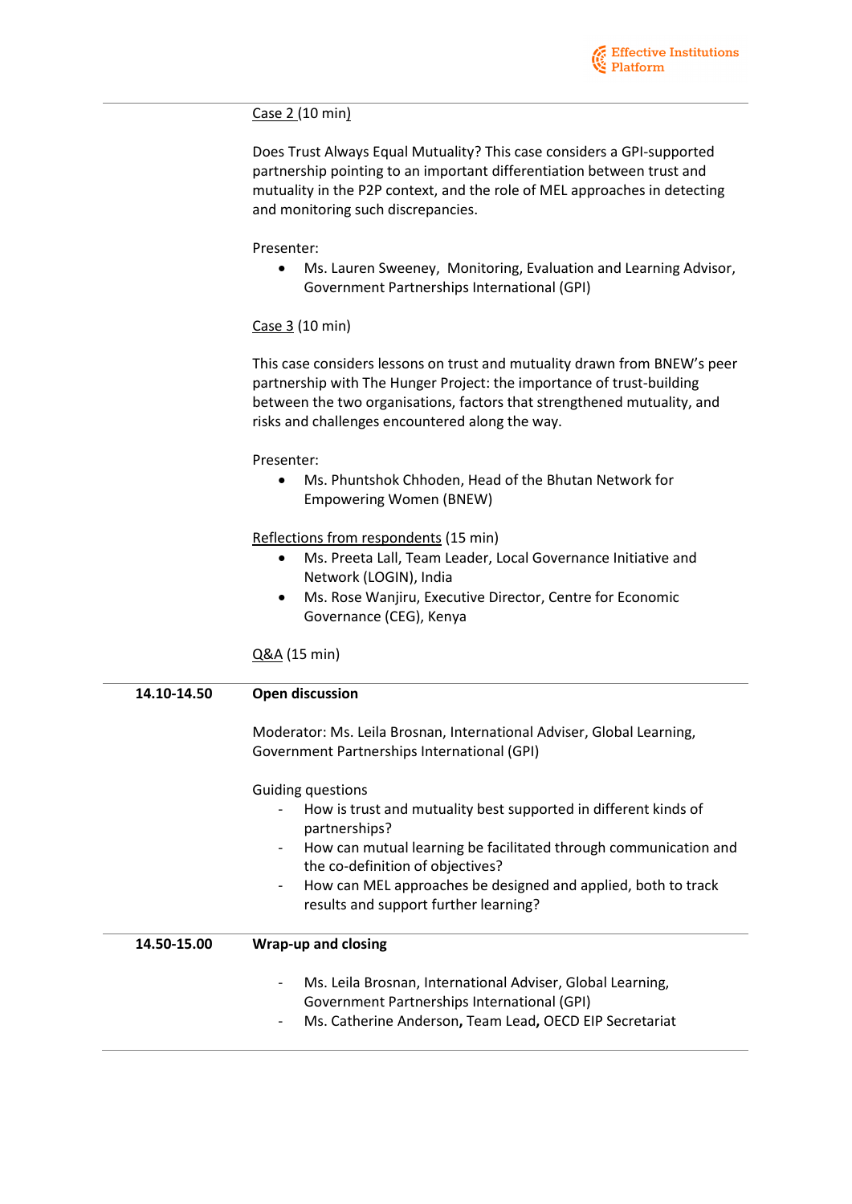Case 2 (10 min)

Does Trust Always Equal Mutuality? This case considers a GPI-supported partnership pointing to an important differentiation between trust and mutuality in the P2P context, and the role of MEL approaches in detecting and monitoring such discrepancies.

Presenter:

- Ms. Lauren Sweeney, Monitoring, Evaluation and Learning Advisor, Government Partnerships International (GPI)

Case 3 (10 min)

This case considers lessons on trust and mutuality drawn from BNEW's peer partnership with The Hunger Project: the importance of trust-building between the two organisations, factors that strengthened mutuality, and risks and challenges encountered along the way.

Presenter:

- Ms. Phuntshok Chhoden, Head of the Bhutan Network for Empowering Women (BNEW)

Reflections from respondents (15 min)

- Ms. Preeta Lall, Team Leader, Local Governance Initiative and Network (LOGIN), India
- Ms. Rose Wanjiru, Executive Director, Centre for Economic Governance (CEG), Kenya

Q&A (15 min)

| | |
|---|---|
| **14.10-14.50** | **Open discussion**<br><br>Moderator: Ms. Leila Brosnan, International Adviser, Global Learning, Government Partnerships International (GPI)<br><br>Guiding questions<br>- How is trust and mutuality best supported in different kinds of partnerships?<br>- How can mutual learning be facilitated through communication and the co-definition of objectives?<br>- How can MEL approaches be designed and applied, both to track results and support further learning? |
| **14.50-15.00** | **Wrap-up and closing**<br><br>- Ms. Leila Brosnan, International Adviser, Global Learning, Government Partnerships International (GPI)<br>- Ms. Catherine Anderson**,** Team Lead**,** OECD EIP Secretariat |